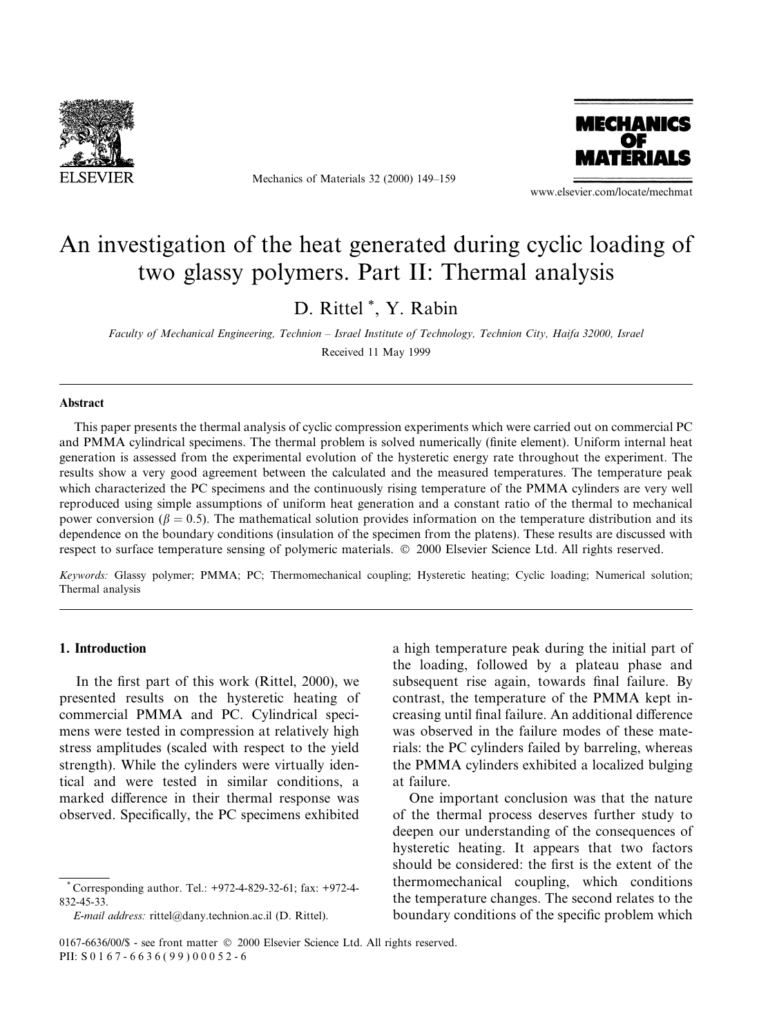# An investigation of the heat generated during cyclic loading of two glassy polymers. Part II: Thermal analysis

D. Rittel *, Y. Rabin

*Faculty of Mechanical Engineering, Technion – Israel Institute of Technology, Technion City, Haifa 32000, Israel*

Received 11 May 1999

## Abstract

This paper presents the thermal analysis of cyclic compression experiments which were carried out on commercial PC and PMMA cylindrical specimens. The thermal problem is solved numerically (finite element). Uniform internal heat generation is assessed from the experimental evolution of the hysteretic energy rate throughout the experiment. The results show a very good agreement between the calculated and the measured temperatures. The temperature peak which characterized the PC specimens and the continuously rising temperature of the PMMA cylinders are very well reproduced using simple assumptions of uniform heat generation and a constant ratio of the thermal to mechanical power conversion ($\beta = 0.5$). The mathematical solution provides information on the temperature distribution and its dependence on the boundary conditions (insulation of the specimen from the platens). These results are discussed with respect to surface temperature sensing of polymeric materials. © 2000 Elsevier Science Ltd. All rights reserved.

*Keywords:* Glassy polymer; PMMA; PC; Thermomechanical coupling; Hysteretic heating; Cyclic loading; Numerical solution; Thermal analysis

## 1. Introduction

In the first part of this work (Rittel, 2000), we presented results on the hysteretic heating of commercial PMMA and PC. Cylindrical specimens were tested in compression at relatively high stress amplitudes (scaled with respect to the yield strength). While the cylinders were virtually identical and were tested in similar conditions, a marked difference in their thermal response was observed. Specifically, the PC specimens exhibited a high temperature peak during the initial part of the loading, followed by a plateau phase and subsequent rise again, towards final failure. By contrast, the temperature of the PMMA kept increasing until final failure. An additional difference was observed in the failure modes of these materials: the PC cylinders failed by barreling, whereas the PMMA cylinders exhibited a localized bulging at failure.

One important conclusion was that the nature of the thermal process deserves further study to deepen our understanding of the consequences of hysteretic heating. It appears that two factors should be considered: the first is the extent of the thermomechanical coupling, which conditions the temperature changes. The second relates to the boundary conditions of the specific problem which

* Corresponding author. Tel.: +972-4-829-32-61; fax: +972-4-832-45-33.
*E-mail address:* rittel@dany.technion.ac.il (D. Rittel).

0167-6636/00/$ - see front matter © 2000 Elsevier Science Ltd. All rights reserved.
PII: S 0 1 6 7 - 6 6 3 6 ( 9 9 ) 0 0 0 5 2 - 6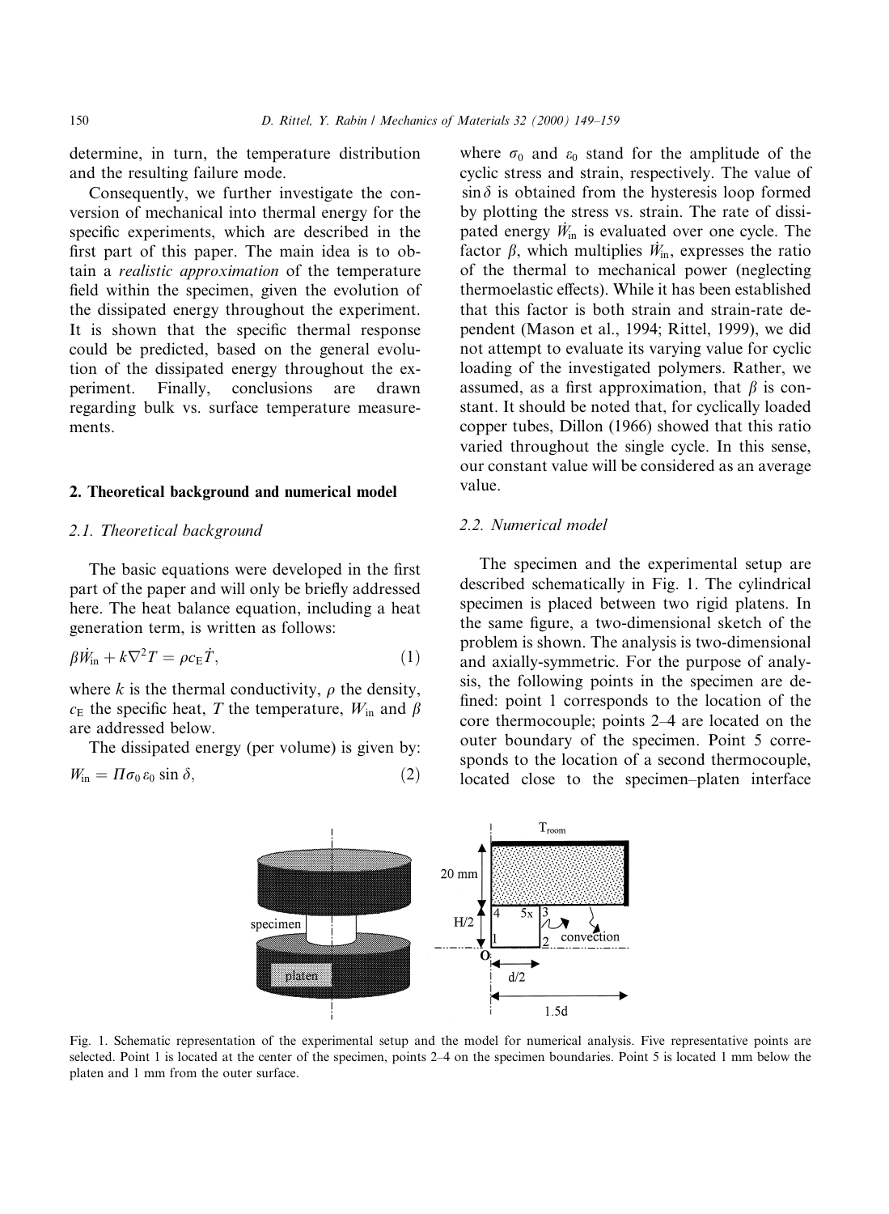determine, in turn, the temperature distribution and the resulting failure mode.

Consequently, we further investigate the conversion of mechanical into thermal energy for the specific experiments, which are described in the first part of this paper. The main idea is to obtain a *realistic approximation* of the temperature field within the specimen, given the evolution of the dissipated energy throughout the experiment. It is shown that the specific thermal response could be predicted, based on the general evolution of the dissipated energy throughout the experiment. Finally, conclusions are drawn regarding bulk vs. surface temperature measurements.

## 2. Theoretical background and numerical model

### 2.1. Theoretical background

The basic equations were developed in the first part of the paper and will only be briefly addressed here. The heat balance equation, including a heat generation term, is written as follows:

$$\beta \dot{W}_{\mathrm{in}} + k\nabla^2 T = \rho c_{\mathrm{E}} \dot{T}, \tag{1}$$

where $k$ is the thermal conductivity, $\rho$ the density, $c_{\mathrm{E}}$ the specific heat, $T$ the temperature, $W_{\mathrm{in}}$ and $\beta$ are addressed below.

The dissipated energy (per volume) is given by:

$$W_{\mathrm{in}} = \Pi \sigma_0 \varepsilon_0 \sin\delta, \tag{2}$$

where $\sigma_0$ and $\varepsilon_0$ stand for the amplitude of the cyclic stress and strain, respectively. The value of $\sin\delta$ is obtained from the hysteresis loop formed by plotting the stress vs. strain. The rate of dissipated energy $\dot{W}_{\mathrm{in}}$ is evaluated over one cycle. The factor $\beta$, which multiplies $\dot{W}_{\mathrm{in}}$, expresses the ratio of the thermal to mechanical power (neglecting thermoelastic effects). While it has been established that this factor is both strain and strain-rate dependent (Mason et al., 1994; Rittel, 1999), we did not attempt to evaluate its varying value for cyclic loading of the investigated polymers. Rather, we assumed, as a first approximation, that $\beta$ is constant. It should be noted that, for cyclically loaded copper tubes, Dillon (1966) showed that this ratio varied throughout the single cycle. In this sense, our constant value will be considered as an average value.

### 2.2. Numerical model

The specimen and the experimental setup are described schematically in Fig. 1. The cylindrical specimen is placed between two rigid platens. In the same figure, a two-dimensional sketch of the problem is shown. The analysis is two-dimensional and axially-symmetric. For the purpose of analysis, the following points in the specimen are defined: point 1 corresponds to the location of the core thermocouple; points 2–4 are located on the outer boundary of the specimen. Point 5 corresponds to the location of a second thermocouple, located close to the specimen–platen interface

Fig. 1. Schematic representation of the experimental setup and the model for numerical analysis. Five representative points are selected. Point 1 is located at the center of the specimen, points 2–4 on the specimen boundaries. Point 5 is located 1 mm below the platen and 1 mm from the outer surface.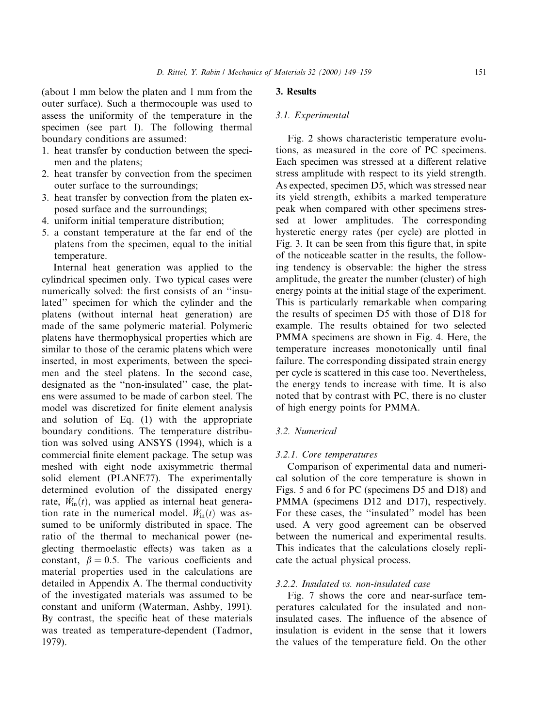(about 1 mm below the platen and 1 mm from the outer surface). Such a thermocouple was used to assess the uniformity of the temperature in the specimen (see part I). The following thermal boundary conditions are assumed:

1. heat transfer by conduction between the specimen and the platens;
2. heat transfer by convection from the specimen outer surface to the surroundings;
3. heat transfer by convection from the platen exposed surface and the surroundings;
4. uniform initial temperature distribution;
5. a constant temperature at the far end of the platens from the specimen, equal to the initial temperature.

Internal heat generation was applied to the cylindrical specimen only. Two typical cases were numerically solved: the first consists of an ''insulated'' specimen for which the cylinder and the platens (without internal heat generation) are made of the same polymeric material. Polymeric platens have thermophysical properties which are similar to those of the ceramic platens which were inserted, in most experiments, between the specimen and the steel platens. In the second case, designated as the ''non-insulated'' case, the platens were assumed to be made of carbon steel. The model was discretized for finite element analysis and solution of Eq. (1) with the appropriate boundary conditions. The temperature distribution was solved using ANSYS (1994), which is a commercial finite element package. The setup was meshed with eight node axisymmetric thermal solid element (PLANE77). The experimentally determined evolution of the dissipated energy rate, $\dot{W}_{in}(t)$, was applied as internal heat generation rate in the numerical model. $\dot{W}_{in}(t)$ was assumed to be uniformly distributed in space. The ratio of the thermal to mechanical power (neglecting thermoelastic effects) was taken as a constant, $\beta = 0.5$. The various coefficients and material properties used in the calculations are detailed in Appendix A. The thermal conductivity of the investigated materials was assumed to be constant and uniform (Waterman, Ashby, 1991). By contrast, the specific heat of these materials was treated as temperature-dependent (Tadmor, 1979).

## 3. Results

### 3.1. Experimental

Fig. 2 shows characteristic temperature evolutions, as measured in the core of PC specimens. Each specimen was stressed at a different relative stress amplitude with respect to its yield strength. As expected, specimen D5, which was stressed near its yield strength, exhibits a marked temperature peak when compared with other specimens stressed at lower amplitudes. The corresponding hysteretic energy rates (per cycle) are plotted in Fig. 3. It can be seen from this figure that, in spite of the noticeable scatter in the results, the following tendency is observable: the higher the stress amplitude, the greater the number (cluster) of high energy points at the initial stage of the experiment. This is particularly remarkable when comparing the results of specimen D5 with those of D18 for example. The results obtained for two selected PMMA specimens are shown in Fig. 4. Here, the temperature increases monotonically until final failure. The corresponding dissipated strain energy per cycle is scattered in this case too. Nevertheless, the energy tends to increase with time. It is also noted that by contrast with PC, there is no cluster of high energy points for PMMA.

### 3.2. Numerical

#### 3.2.1. Core temperatures

Comparison of experimental data and numerical solution of the core temperature is shown in Figs. 5 and 6 for PC (specimens D5 and D18) and PMMA (specimens D12 and D17), respectively. For these cases, the ''insulated'' model has been used. A very good agreement can be observed between the numerical and experimental results. This indicates that the calculations closely replicate the actual physical process.

#### 3.2.2. Insulated vs. non-insulated case

Fig. 7 shows the core and near-surface temperatures calculated for the insulated and non-insulated cases. The influence of the absence of insulation is evident in the sense that it lowers the values of the temperature field. On the other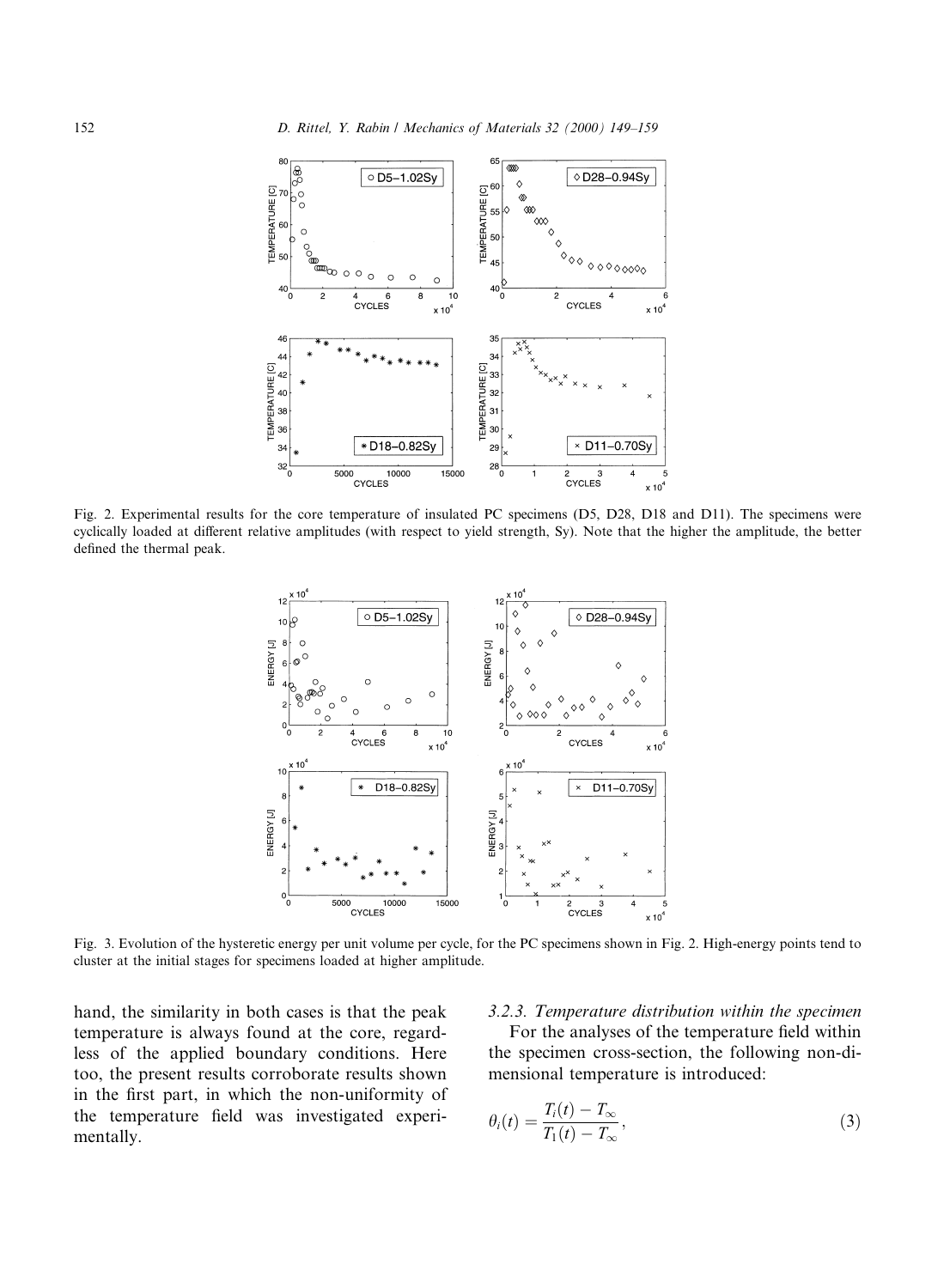Fig. 2. Experimental results for the core temperature of insulated PC specimens (D5, D28, D18 and D11). The specimens were cyclically loaded at different relative amplitudes (with respect to yield strength, Sy). Note that the higher the amplitude, the better defined the thermal peak.

Fig. 3. Evolution of the hysteretic energy per unit volume per cycle, for the PC specimens shown in Fig. 2. High-energy points tend to cluster at the initial stages for specimens loaded at higher amplitude.

hand, the similarity in both cases is that the peak temperature is always found at the core, regardless of the applied boundary conditions. Here too, the present results corroborate results shown in the first part, in which the non-uniformity of the temperature field was investigated experimentally.

#### 3.2.3. Temperature distribution within the specimen

For the analyses of the temperature field within the specimen cross-section, the following non-dimensional temperature is introduced:

$$\theta_i(t) = \frac{T_i(t) - T_\infty}{T_1(t) - T_\infty}, \tag{3}$$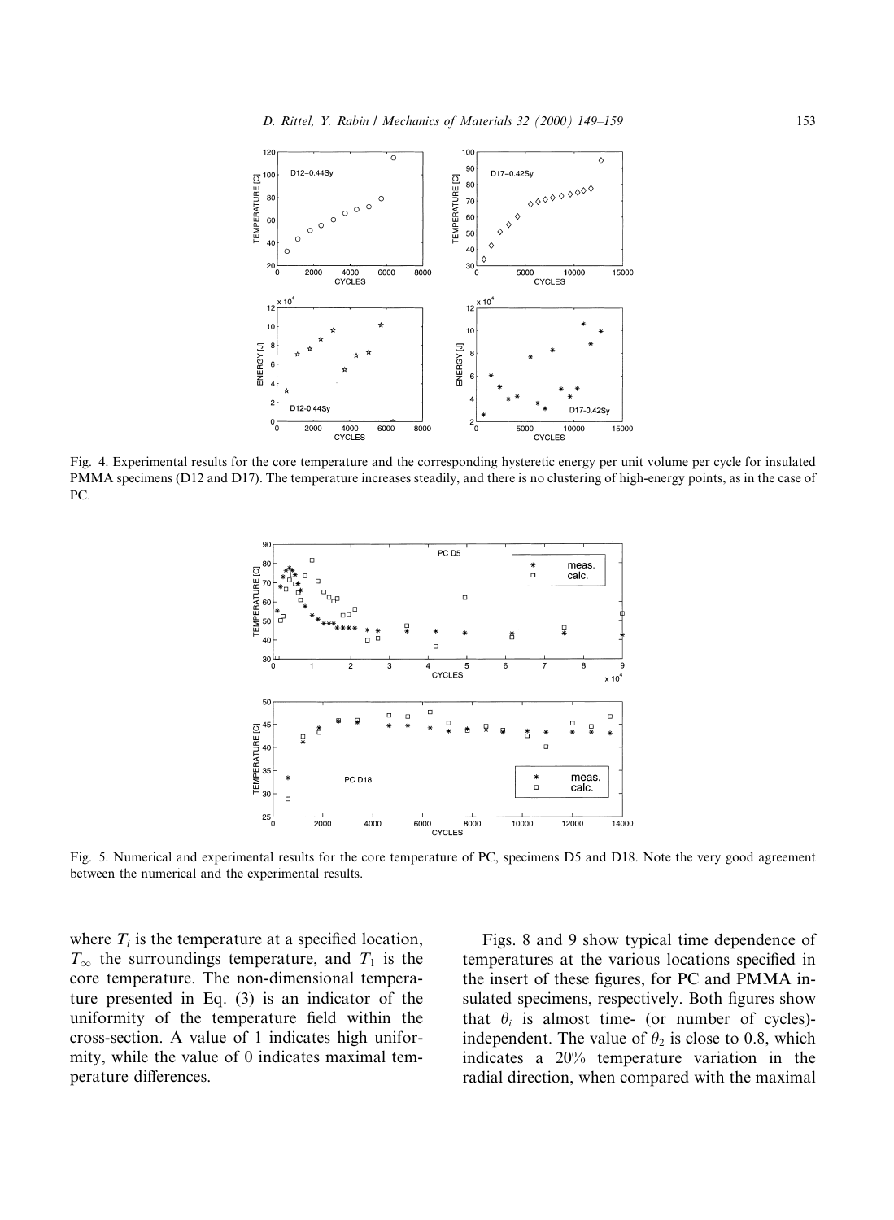Fig. 4. Experimental results for the core temperature and the corresponding hysteretic energy per unit volume per cycle for insulated PMMA specimens (D12 and D17). The temperature increases steadily, and there is no clustering of high-energy points, as in the case of PC.

Fig. 5. Numerical and experimental results for the core temperature of PC, specimens D5 and D18. Note the very good agreement between the numerical and the experimental results.

where $T_i$ is the temperature at a specified location, $T_\infty$ the surroundings temperature, and $T_1$ is the core temperature. The non-dimensional temperature presented in Eq. (3) is an indicator of the uniformity of the temperature field within the cross-section. A value of 1 indicates high uniformity, while the value of 0 indicates maximal temperature differences.

Figs. 8 and 9 show typical time dependence of temperatures at the various locations specified in the insert of these figures, for PC and PMMA insulated specimens, respectively. Both figures show that $\theta_i$ is almost time- (or number of cycles)-independent. The value of $\theta_2$ is close to 0.8, which indicates a 20% temperature variation in the radial direction, when compared with the maximal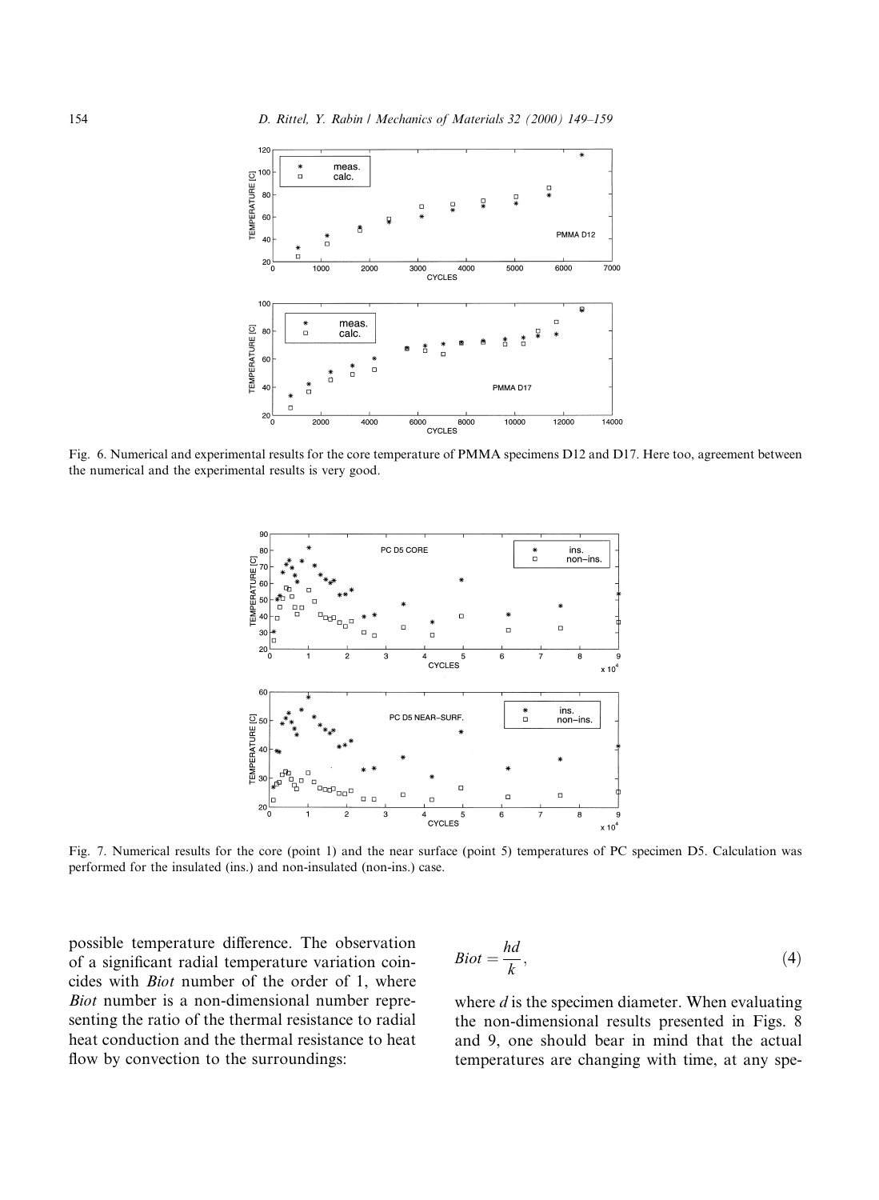Fig. 6. Numerical and experimental results for the core temperature of PMMA specimens D12 and D17. Here too, agreement between the numerical and the experimental results is very good.

Fig. 7. Numerical results for the core (point 1) and the near surface (point 5) temperatures of PC specimen D5. Calculation was performed for the insulated (ins.) and non-insulated (non-ins.) case.

possible temperature difference. The observation of a significant radial temperature variation coincides with *Biot* number of the order of 1, where *Biot* number is a non-dimensional number representing the ratio of the thermal resistance to radial heat conduction and the thermal resistance to heat flow by convection to the surroundings:

$$Biot = \frac{hd}{k}, \tag{4}$$

where $d$ is the specimen diameter. When evaluating the non-dimensional results presented in Figs. 8 and 9, one should bear in mind that the actual temperatures are changing with time, at any spe-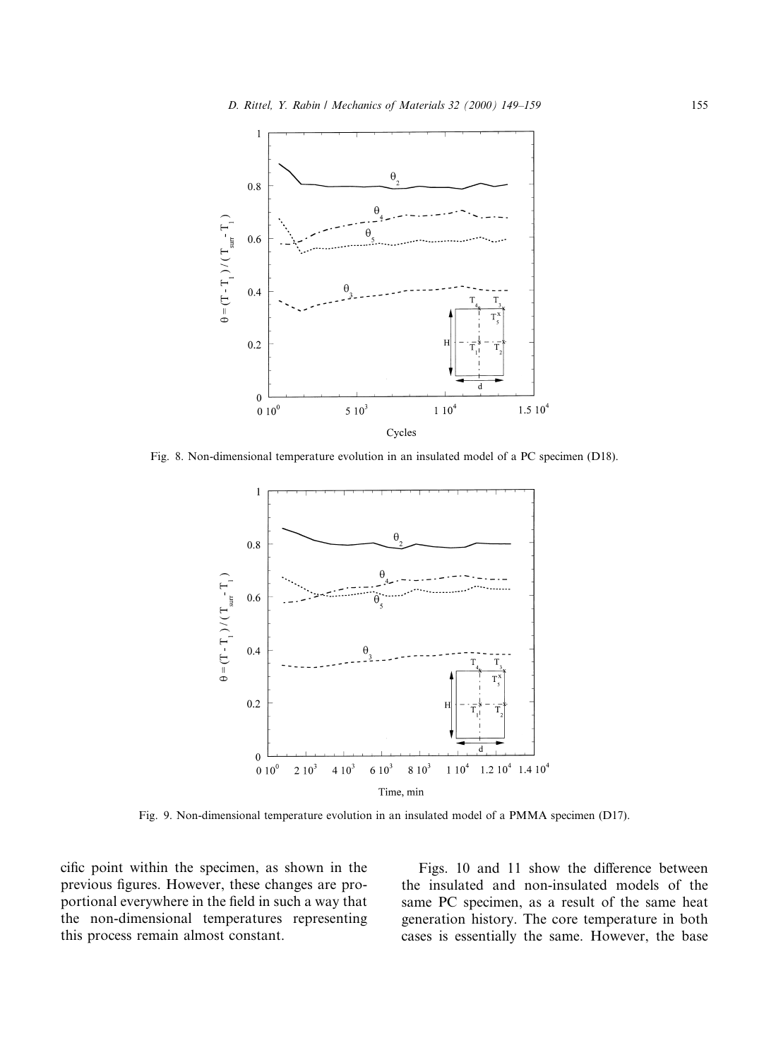Fig. 8. Non-dimensional temperature evolution in an insulated model of a PC specimen (D18).

Fig. 9. Non-dimensional temperature evolution in an insulated model of a PMMA specimen (D17).

cific point within the specimen, as shown in the previous figures. However, these changes are proportional everywhere in the field in such a way that the non-dimensional temperatures representing this process remain almost constant.

Figs. 10 and 11 show the difference between the insulated and non-insulated models of the same PC specimen, as a result of the same heat generation history. The core temperature in both cases is essentially the same. However, the base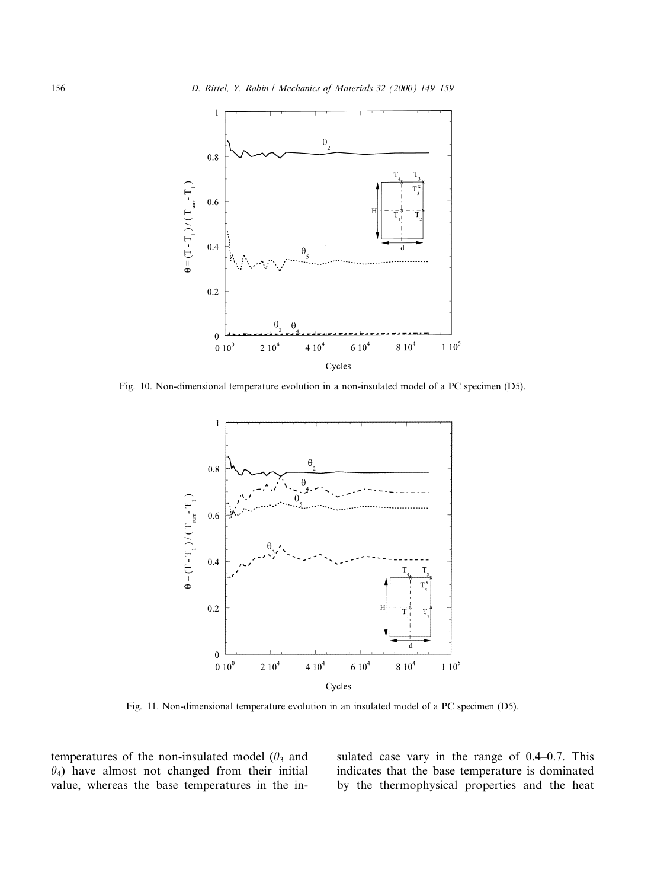Fig. 10. Non-dimensional temperature evolution in a non-insulated model of a PC specimen (D5).

Fig. 11. Non-dimensional temperature evolution in an insulated model of a PC specimen (D5).

temperatures of the non-insulated model ($\theta_3$ and $\theta_4$) have almost not changed from their initial value, whereas the base temperatures in the insulated case vary in the range of 0.4–0.7. This indicates that the base temperature is dominated by the thermophysical properties and the heat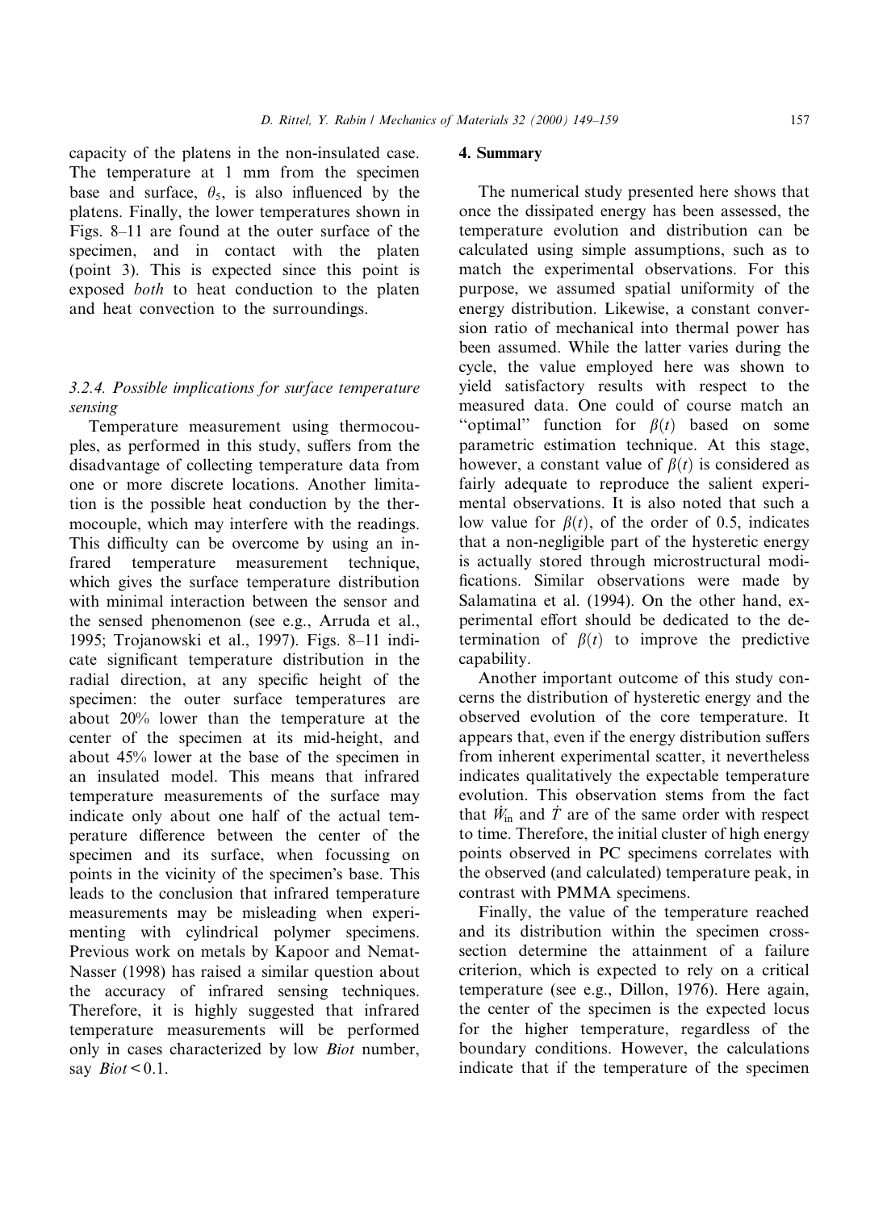capacity of the platens in the non-insulated case. The temperature at 1 mm from the specimen base and surface, $\theta_5$, is also influenced by the platens. Finally, the lower temperatures shown in Figs. 8–11 are found at the outer surface of the specimen, and in contact with the platen (point 3). This is expected since this point is exposed *both* to heat conduction to the platen and heat convection to the surroundings.

### 3.2.4. Possible implications for surface temperature sensing

Temperature measurement using thermocouples, as performed in this study, suffers from the disadvantage of collecting temperature data from one or more discrete locations. Another limitation is the possible heat conduction by the thermocouple, which may interfere with the readings. This difficulty can be overcome by using an infrared temperature measurement technique, which gives the surface temperature distribution with minimal interaction between the sensor and the sensed phenomenon (see e.g., Arruda et al., 1995; Trojanowski et al., 1997). Figs. 8–11 indicate significant temperature distribution in the radial direction, at any specific height of the specimen: the outer surface temperatures are about 20% lower than the temperature at the center of the specimen at its mid-height, and about 45% lower at the base of the specimen in an insulated model. This means that infrared temperature measurements of the surface may indicate only about one half of the actual temperature difference between the center of the specimen and its surface, when focussing on points in the vicinity of the specimen's base. This leads to the conclusion that infrared temperature measurements may be misleading when experimenting with cylindrical polymer specimens. Previous work on metals by Kapoor and Nemat-Nasser (1998) has raised a similar question about the accuracy of infrared sensing techniques. Therefore, it is highly suggested that infrared temperature measurements will be performed only in cases characterized by low *Biot* number, say $Biot < 0.1$.

## 4. Summary

The numerical study presented here shows that once the dissipated energy has been assessed, the temperature evolution and distribution can be calculated using simple assumptions, such as to match the experimental observations. For this purpose, we assumed spatial uniformity of the energy distribution. Likewise, a constant conversion ratio of mechanical into thermal power has been assumed. While the latter varies during the cycle, the value employed here was shown to yield satisfactory results with respect to the measured data. One could of course match an "optimal" function for $\beta(t)$ based on some parametric estimation technique. At this stage, however, a constant value of $\beta(t)$ is considered as fairly adequate to reproduce the salient experimental observations. It is also noted that such a low value for $\beta(t)$, of the order of 0.5, indicates that a non-negligible part of the hysteretic energy is actually stored through microstructural modifications. Similar observations were made by Salamatina et al. (1994). On the other hand, experimental effort should be dedicated to the determination of $\beta(t)$ to improve the predictive capability.

Another important outcome of this study concerns the distribution of hysteretic energy and the observed evolution of the core temperature. It appears that, even if the energy distribution suffers from inherent experimental scatter, it nevertheless indicates qualitatively the expectable temperature evolution. This observation stems from the fact that $\dot{W}_{\text{in}}$ and $\dot{T}$ are of the same order with respect to time. Therefore, the initial cluster of high energy points observed in PC specimens correlates with the observed (and calculated) temperature peak, in contrast with PMMA specimens.

Finally, the value of the temperature reached and its distribution within the specimen cross-section determine the attainment of a failure criterion, which is expected to rely on a critical temperature (see e.g., Dillon, 1976). Here again, the center of the specimen is the expected locus for the higher temperature, regardless of the boundary conditions. However, the calculations indicate that if the temperature of the specimen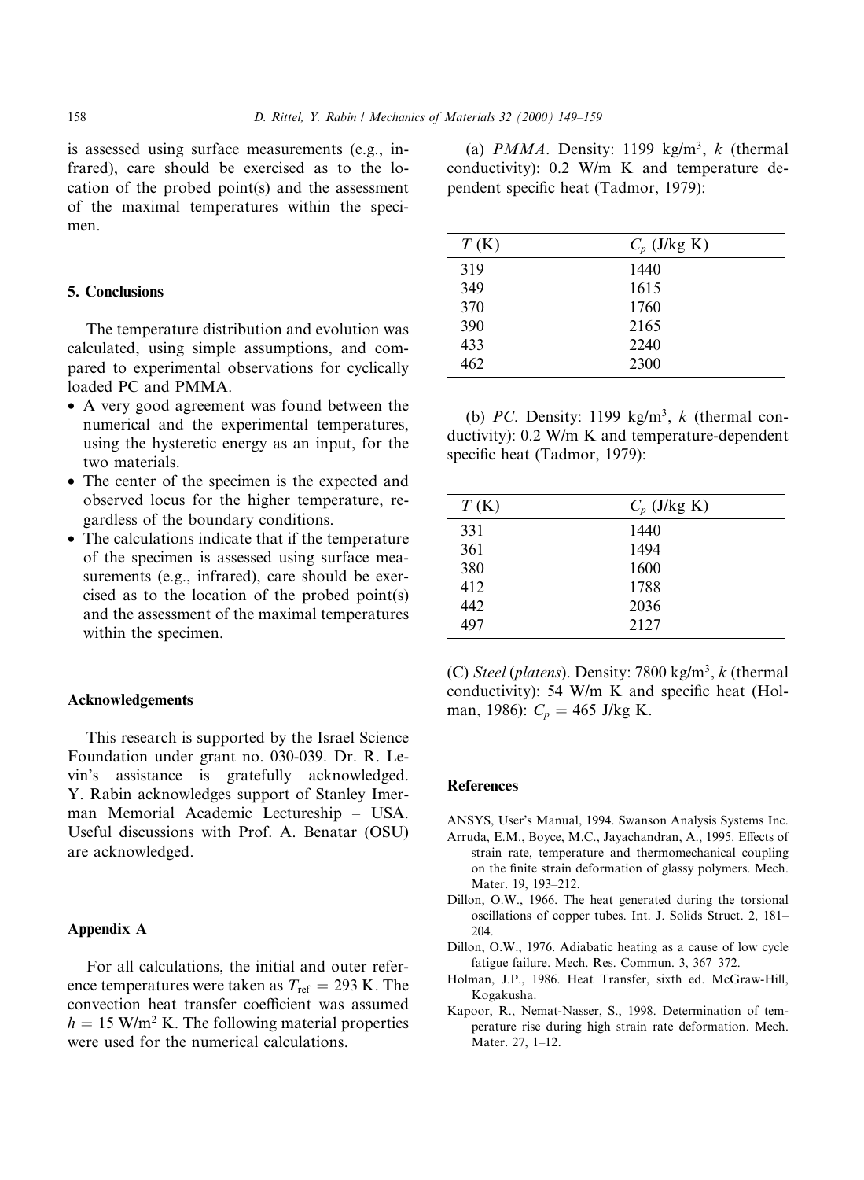is assessed using surface measurements (e.g., infrared), care should be exercised as to the location of the probed point(s) and the assessment of the maximal temperatures within the specimen.

## 5. Conclusions

The temperature distribution and evolution was calculated, using simple assumptions, and compared to experimental observations for cyclically loaded PC and PMMA.

- A very good agreement was found between the numerical and the experimental temperatures, using the hysteretic energy as an input, for the two materials.
- The center of the specimen is the expected and observed locus for the higher temperature, regardless of the boundary conditions.
- The calculations indicate that if the temperature of the specimen is assessed using surface measurements (e.g., infrared), care should be exercised as to the location of the probed point(s) and the assessment of the maximal temperatures within the specimen.

## Acknowledgements

This research is supported by the Israel Science Foundation under grant no. 030-039. Dr. R. Levin's assistance is gratefully acknowledged. Y. Rabin acknowledges support of Stanley Imerman Memorial Academic Lectureship – USA. Useful discussions with Prof. A. Benatar (OSU) are acknowledged.

## Appendix A

For all calculations, the initial and outer reference temperatures were taken as $T_{\mathrm{ref}} = 293$ K. The convection heat transfer coefficient was assumed $h = 15$ W/m$^2$ K. The following material properties were used for the numerical calculations.

(a) *PMMA*. Density: 1199 kg/m$^3$, $k$ (thermal conductivity): 0.2 W/m K and temperature dependent specific heat (Tadmor, 1979):

| $T$ (K) | $C_p$ (J/kg K) |
|---|---|
| 319 | 1440 |
| 349 | 1615 |
| 370 | 1760 |
| 390 | 2165 |
| 433 | 2240 |
| 462 | 2300 |

(b) *PC*. Density: 1199 kg/m$^3$, $k$ (thermal conductivity): 0.2 W/m K and temperature-dependent specific heat (Tadmor, 1979):

| $T$ (K) | $C_p$ (J/kg K) |
|---|---|
| 331 | 1440 |
| 361 | 1494 |
| 380 | 1600 |
| 412 | 1788 |
| 442 | 2036 |
| 497 | 2127 |

(C) *Steel* (*platens*). Density: 7800 kg/m$^3$, $k$ (thermal conductivity): 54 W/m K and specific heat (Holman, 1986): $C_p = 465$ J/kg K.

## References

ANSYS, User's Manual, 1994. Swanson Analysis Systems Inc.

Arruda, E.M., Boyce, M.C., Jayachandran, A., 1995. Effects of strain rate, temperature and thermomechanical coupling on the finite strain deformation of glassy polymers. Mech. Mater. 19, 193–212.

Dillon, O.W., 1966. The heat generated during the torsional oscillations of copper tubes. Int. J. Solids Struct. 2, 181–204.

Dillon, O.W., 1976. Adiabatic heating as a cause of low cycle fatigue failure. Mech. Res. Commun. 3, 367–372.

Holman, J.P., 1986. Heat Transfer, sixth ed. McGraw-Hill, Kogakusha.

Kapoor, R., Nemat-Nasser, S., 1998. Determination of temperature rise during high strain rate deformation. Mech. Mater. 27, 1–12.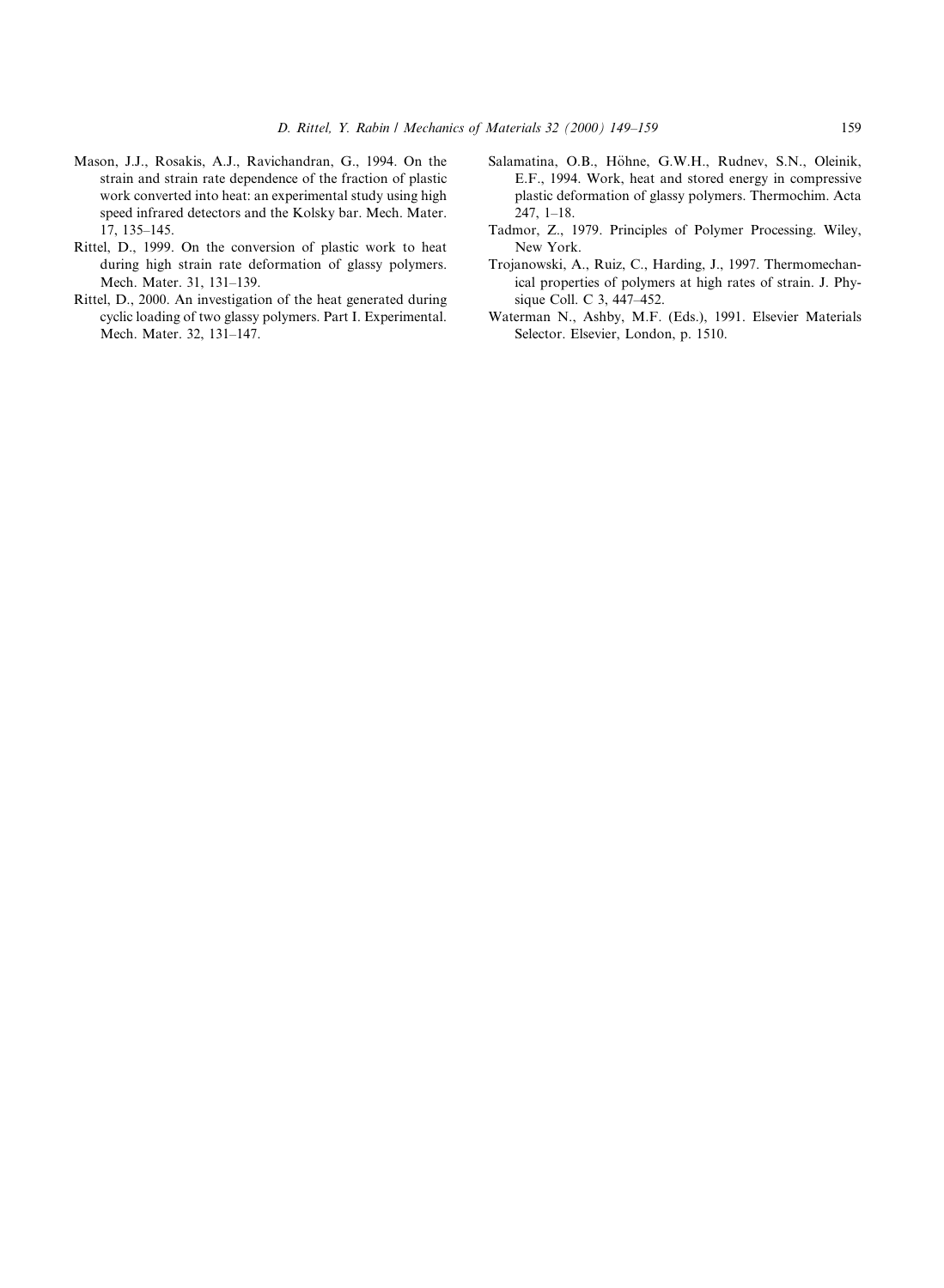Mason, J.J., Rosakis, A.J., Ravichandran, G., 1994. On the strain and strain rate dependence of the fraction of plastic work converted into heat: an experimental study using high speed infrared detectors and the Kolsky bar. Mech. Mater. 17, 135–145.

Rittel, D., 1999. On the conversion of plastic work to heat during high strain rate deformation of glassy polymers. Mech. Mater. 31, 131–139.

Rittel, D., 2000. An investigation of the heat generated during cyclic loading of two glassy polymers. Part I. Experimental. Mech. Mater. 32, 131–147.

Salamatina, O.B., Höhne, G.W.H., Rudnev, S.N., Oleinik, E.F., 1994. Work, heat and stored energy in compressive plastic deformation of glassy polymers. Thermochim. Acta 247, 1–18.

Tadmor, Z., 1979. Principles of Polymer Processing. Wiley, New York.

Trojanowski, A., Ruiz, C., Harding, J., 1997. Thermomechanical properties of polymers at high rates of strain. J. Physique Coll. C 3, 447–452.

Waterman N., Ashby, M.F. (Eds.), 1991. Elsevier Materials Selector. Elsevier, London, p. 1510.